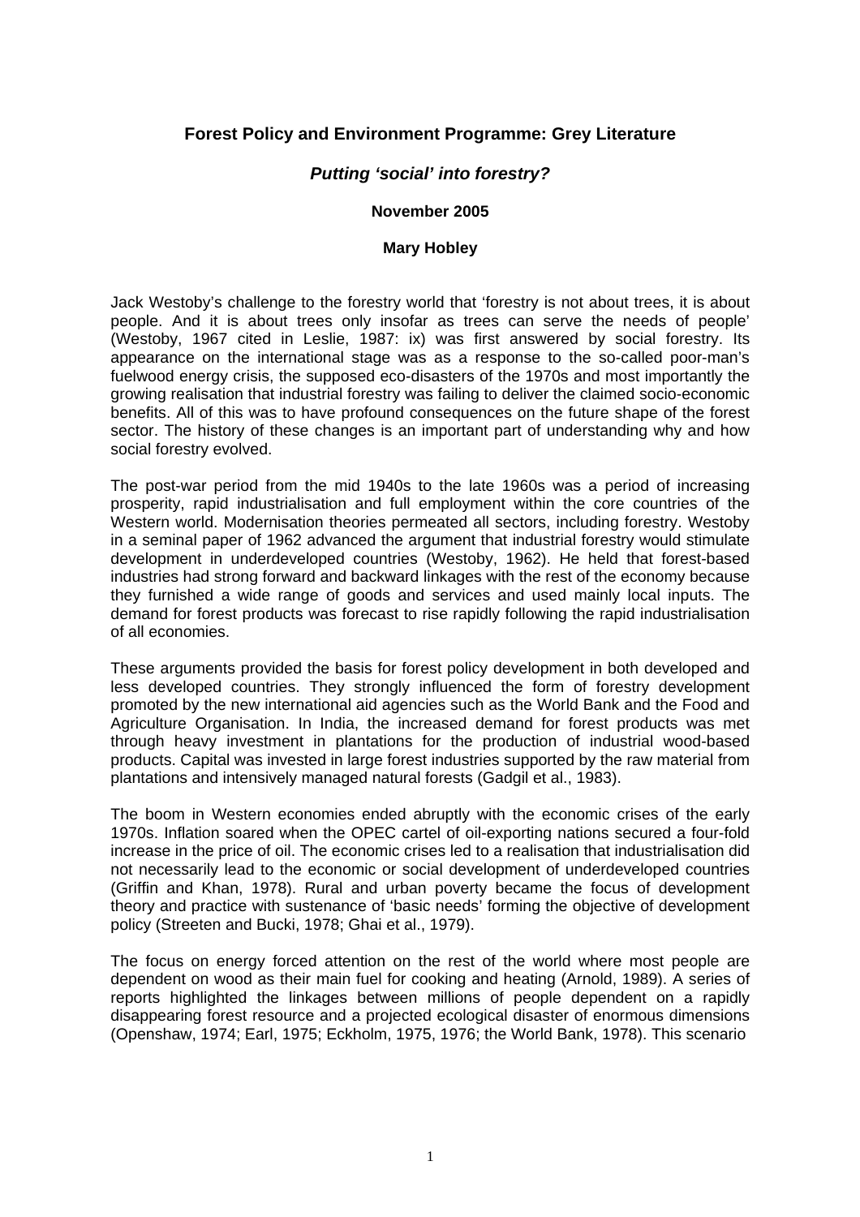## Forest Policy and Environment Programme: Grey Literature

### *Putting 'social' into forestry?*

**November 2005**

**Mary Hobley**

Jack Westoby's challenge to the forestry world that 'forestry is not about trees, it is about people. And it is about trees only insofar as trees can serve the needs of people' (Westoby, 1967 cited in Leslie, 1987: ix) was first answered by social forestry. Its appearance on the international stage was as a response to the so-called poor-man's fuelwood energy crisis, the supposed eco-disasters of the 1970s and most importantly the growing realisation that industrial forestry was failing to deliver the claimed socio-economic benefits. All of this was to have profound consequences on the future shape of the forest sector. The history of these changes is an important part of understanding why and how social forestry evolved.

The post-war period from the mid 1940s to the late 1960s was a period of increasing prosperity, rapid industrialisation and full employment within the core countries of the Western world. Modernisation theories permeated all sectors, including forestry. Westoby in a seminal paper of 1962 advanced the argument that industrial forestry would stimulate development in underdeveloped countries (Westoby, 1962). He held that forest-based industries had strong forward and backward linkages with the rest of the economy because they furnished a wide range of goods and services and used mainly local inputs. The demand for forest products was forecast to rise rapidly following the rapid industrialisation of all economies.

These arguments provided the basis for forest policy development in both developed and less developed countries. They strongly influenced the form of forestry development promoted by the new international aid agencies such as the World Bank and the Food and Agriculture Organisation. In India, the increased demand for forest products was met through heavy investment in plantations for the production of industrial wood-based products. Capital was invested in large forest industries supported by the raw material from plantations and intensively managed natural forests (Gadgil et al., 1983).

The boom in Western economies ended abruptly with the economic crises of the early 1970s. Inflation soared when the OPEC cartel of oil-exporting nations secured a four-fold increase in the price of oil. The economic crises led to a realisation that industrialisation did not necessarily lead to the economic or social development of underdeveloped countries (Griffin and Khan, 1978). Rural and urban poverty became the focus of development theory and practice with sustenance of 'basic needs' forming the objective of development policy (Streeten and Bucki, 1978; Ghai et al., 1979).

The focus on energy forced attention on the rest of the world where most people are dependent on wood as their main fuel for cooking and heating (Arnold, 1989). A series of reports highlighted the linkages between millions of people dependent on a rapidly disappearing forest resource and a projected ecological disaster of enormous dimensions (Openshaw, 1974; Earl, 1975; Eckholm, 1975, 1976; the World Bank, 1978). This scenario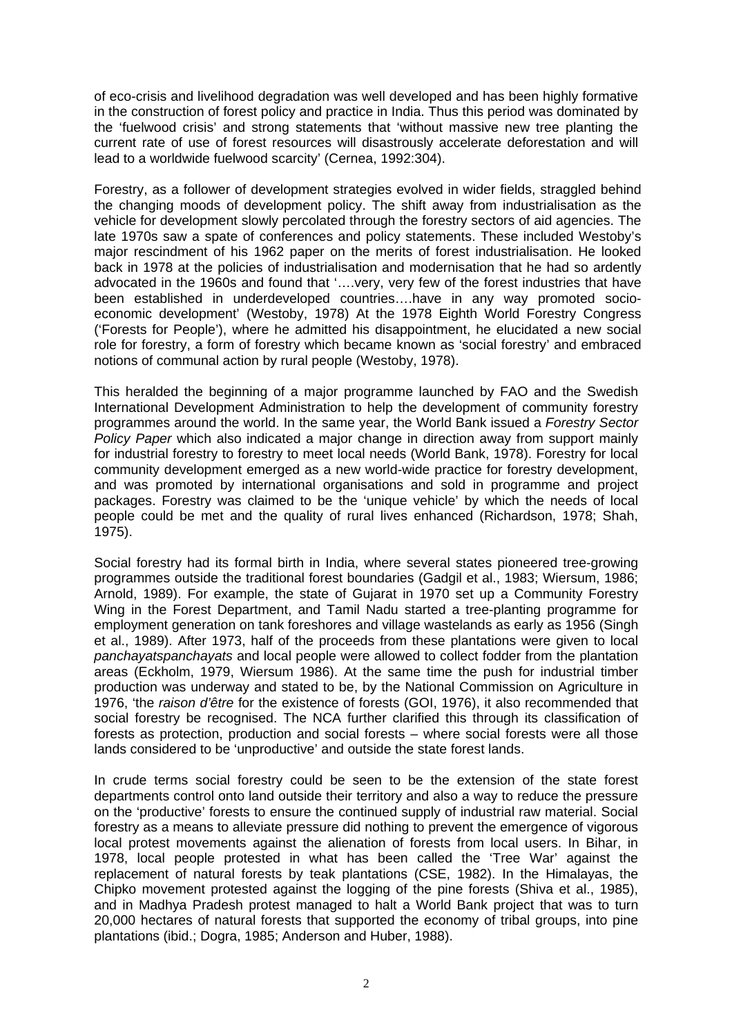of eco-crisis and livelihood degradation was well developed and has been highly formative in the construction of forest policy and practice in India. Thus this period was dominated by the 'fuelwood crisis' and strong statements that 'without massive new tree planting the current rate of use of forest resources will disastrously accelerate deforestation and will lead to a worldwide fuelwood scarcity' (Cernea, 1992:304).

Forestry, as a follower of development strategies evolved in wider fields, straggled behind the changing moods of development policy. The shift away from industrialisation as the vehicle for development slowly percolated through the forestry sectors of aid agencies. The late 1970s saw a spate of conferences and policy statements. These included Westoby's major rescindment of his 1962 paper on the merits of forest industrialisation. He looked back in 1978 at the policies of industrialisation and modernisation that he had so ardently advocated in the 1960s and found that '….very, very few of the forest industries that have been established in underdeveloped countries….have in any way promoted socio-economic development' (Westoby, 1978) At the 1978 Eighth World Forestry Congress ('Forests for People'), where he admitted his disappointment, he elucidated a new social role for forestry, a form of forestry which became known as 'social forestry' and embraced notions of communal action by rural people (Westoby, 1978).

This heralded the beginning of a major programme launched by FAO and the Swedish International Development Administration to help the development of community forestry programmes around the world. In the same year, the World Bank issued a *Forestry Sector Policy Paper* which also indicated a major change in direction away from support mainly for industrial forestry to forestry to meet local needs (World Bank, 1978). Forestry for local community development emerged as a new world-wide practice for forestry development, and was promoted by international organisations and sold in programme and project packages. Forestry was claimed to be the 'unique vehicle' by which the needs of local people could be met and the quality of rural lives enhanced (Richardson, 1978; Shah, 1975).

Social forestry had its formal birth in India, where several states pioneered tree-growing programmes outside the traditional forest boundaries (Gadgil et al., 1983; Wiersum, 1986; Arnold, 1989). For example, the state of Gujarat in 1970 set up a Community Forestry Wing in the Forest Department, and Tamil Nadu started a tree-planting programme for employment generation on tank foreshores and village wastelands as early as 1956 (Singh et al., 1989). After 1973, half of the proceeds from these plantations were given to local *panchayatspanchayats* and local people were allowed to collect fodder from the plantation areas (Eckholm, 1979, Wiersum 1986). At the same time the push for industrial timber production was underway and stated to be, by the National Commission on Agriculture in 1976, 'the *raison d'être* for the existence of forests (GOI, 1976), it also recommended that social forestry be recognised. The NCA further clarified this through its classification of forests as protection, production and social forests – where social forests were all those lands considered to be 'unproductive' and outside the state forest lands.

In crude terms social forestry could be seen to be the extension of the state forest departments control onto land outside their territory and also a way to reduce the pressure on the 'productive' forests to ensure the continued supply of industrial raw material. Social forestry as a means to alleviate pressure did nothing to prevent the emergence of vigorous local protest movements against the alienation of forests from local users. In Bihar, in 1978, local people protested in what has been called the 'Tree War' against the replacement of natural forests by teak plantations (CSE, 1982). In the Himalayas, the Chipko movement protested against the logging of the pine forests (Shiva et al., 1985), and in Madhya Pradesh protest managed to halt a World Bank project that was to turn 20,000 hectares of natural forests that supported the economy of tribal groups, into pine plantations (ibid.; Dogra, 1985; Anderson and Huber, 1988).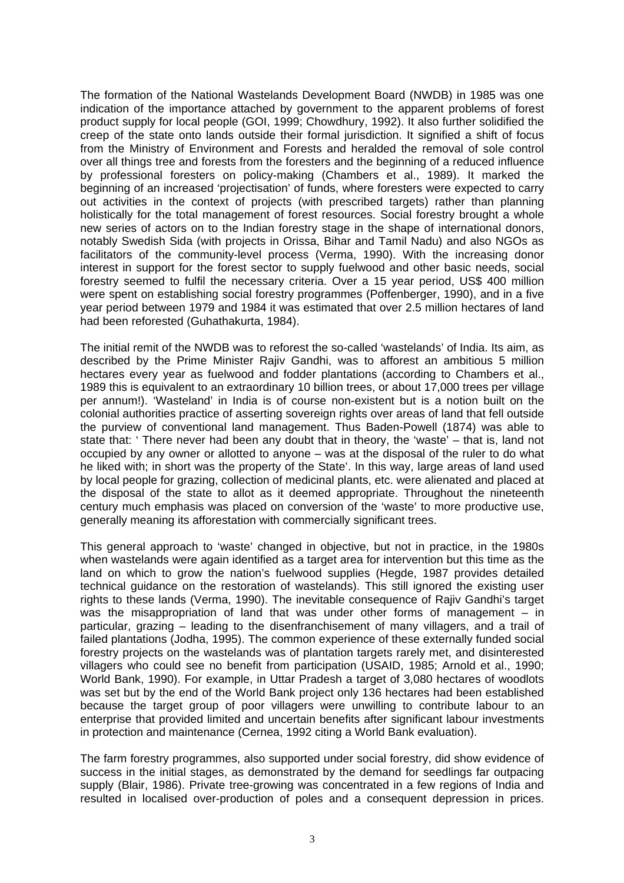The formation of the National Wastelands Development Board (NWDB) in 1985 was one indication of the importance attached by government to the apparent problems of forest product supply for local people (GOI, 1999; Chowdhury, 1992). It also further solidified the creep of the state onto lands outside their formal jurisdiction. It signified a shift of focus from the Ministry of Environment and Forests and heralded the removal of sole control over all things tree and forests from the foresters and the beginning of a reduced influence by professional foresters on policy-making (Chambers et al., 1989). It marked the beginning of an increased 'projectisation' of funds, where foresters were expected to carry out activities in the context of projects (with prescribed targets) rather than planning holistically for the total management of forest resources. Social forestry brought a whole new series of actors on to the Indian forestry stage in the shape of international donors, notably Swedish Sida (with projects in Orissa, Bihar and Tamil Nadu) and also NGOs as facilitators of the community-level process (Verma, 1990). With the increasing donor interest in support for the forest sector to supply fuelwood and other basic needs, social forestry seemed to fulfil the necessary criteria. Over a 15 year period, US$ 400 million were spent on establishing social forestry programmes (Poffenberger, 1990), and in a five year period between 1979 and 1984 it was estimated that over 2.5 million hectares of land had been reforested (Guhathakurta, 1984).

The initial remit of the NWDB was to reforest the so-called 'wastelands' of India. Its aim, as described by the Prime Minister Rajiv Gandhi, was to afforest an ambitious 5 million hectares every year as fuelwood and fodder plantations (according to Chambers et al., 1989 this is equivalent to an extraordinary 10 billion trees, or about 17,000 trees per village per annum!). 'Wasteland' in India is of course non-existent but is a notion built on the colonial authorities practice of asserting sovereign rights over areas of land that fell outside the purview of conventional land management. Thus Baden-Powell (1874) was able to state that: ' There never had been any doubt that in theory, the 'waste' – that is, land not occupied by any owner or allotted to anyone – was at the disposal of the ruler to do what he liked with; in short was the property of the State'. In this way, large areas of land used by local people for grazing, collection of medicinal plants, etc. were alienated and placed at the disposal of the state to allot as it deemed appropriate. Throughout the nineteenth century much emphasis was placed on conversion of the 'waste' to more productive use, generally meaning its afforestation with commercially significant trees.

This general approach to 'waste' changed in objective, but not in practice, in the 1980s when wastelands were again identified as a target area for intervention but this time as the land on which to grow the nation's fuelwood supplies (Hegde, 1987 provides detailed technical guidance on the restoration of wastelands). This still ignored the existing user rights to these lands (Verma, 1990). The inevitable consequence of Rajiv Gandhi's target was the misappropriation of land that was under other forms of management – in particular, grazing – leading to the disenfranchisement of many villagers, and a trail of failed plantations (Jodha, 1995). The common experience of these externally funded social forestry projects on the wastelands was of plantation targets rarely met, and disinterested villagers who could see no benefit from participation (USAID, 1985; Arnold et al., 1990; World Bank, 1990). For example, in Uttar Pradesh a target of 3,080 hectares of woodlots was set but by the end of the World Bank project only 136 hectares had been established because the target group of poor villagers were unwilling to contribute labour to an enterprise that provided limited and uncertain benefits after significant labour investments in protection and maintenance (Cernea, 1992 citing a World Bank evaluation).

The farm forestry programmes, also supported under social forestry, did show evidence of success in the initial stages, as demonstrated by the demand for seedlings far outpacing supply (Blair, 1986). Private tree-growing was concentrated in a few regions of India and resulted in localised over-production of poles and a consequent depression in prices.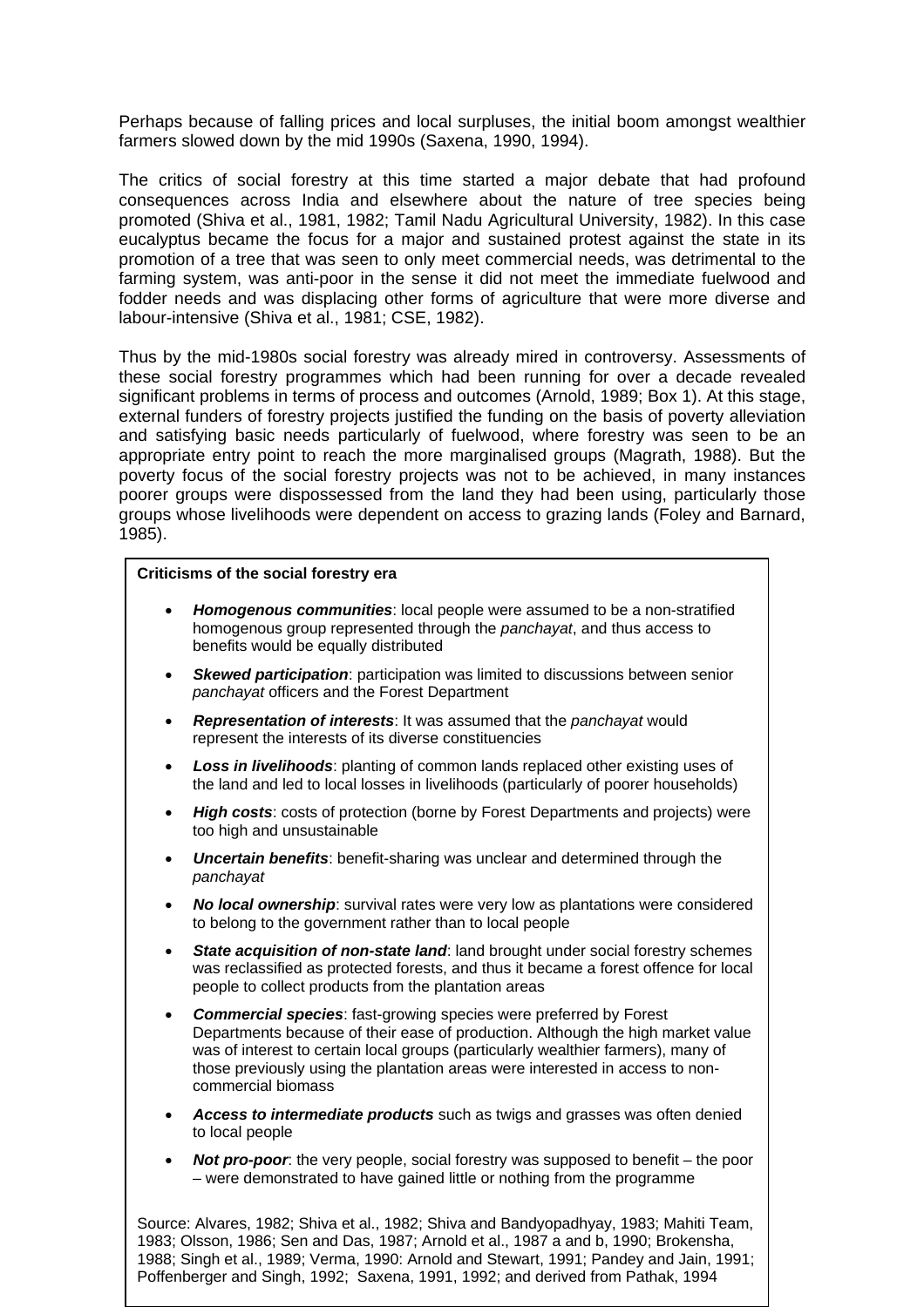Perhaps because of falling prices and local surpluses, the initial boom amongst wealthier farmers slowed down by the mid 1990s (Saxena, 1990, 1994).

The critics of social forestry at this time started a major debate that had profound consequences across India and elsewhere about the nature of tree species being promoted (Shiva et al., 1981, 1982; Tamil Nadu Agricultural University, 1982). In this case eucalyptus became the focus for a major and sustained protest against the state in its promotion of a tree that was seen to only meet commercial needs, was detrimental to the farming system, was anti-poor in the sense it did not meet the immediate fuelwood and fodder needs and was displacing other forms of agriculture that were more diverse and labour-intensive (Shiva et al., 1981; CSE, 1982).

Thus by the mid-1980s social forestry was already mired in controversy. Assessments of these social forestry programmes which had been running for over a decade revealed significant problems in terms of process and outcomes (Arnold, 1989; Box 1). At this stage, external funders of forestry projects justified the funding on the basis of poverty alleviation and satisfying basic needs particularly of fuelwood, where forestry was seen to be an appropriate entry point to reach the more marginalised groups (Magrath, 1988). But the poverty focus of the social forestry projects was not to be achieved, in many instances poorer groups were dispossessed from the land they had been using, particularly those groups whose livelihoods were dependent on access to grazing lands (Foley and Barnard, 1985).

**Criticisms of the social forestry era**

- ***Homogenous communities***: local people were assumed to be a non-stratified homogenous group represented through the *panchayat*, and thus access to benefits would be equally distributed
- ***Skewed participation***: participation was limited to discussions between senior *panchayat* officers and the Forest Department
- ***Representation of interests***: It was assumed that the *panchayat* would represent the interests of its diverse constituencies
- ***Loss in livelihoods***: planting of common lands replaced other existing uses of the land and led to local losses in livelihoods (particularly of poorer households)
- ***High costs***: costs of protection (borne by Forest Departments and projects) were too high and unsustainable
- ***Uncertain benefits***: benefit-sharing was unclear and determined through the *panchayat*
- ***No local ownership***: survival rates were very low as plantations were considered to belong to the government rather than to local people
- ***State acquisition of non-state land***: land brought under social forestry schemes was reclassified as protected forests, and thus it became a forest offence for local people to collect products from the plantation areas
- ***Commercial species***: fast-growing species were preferred by Forest Departments because of their ease of production. Although the high market value was of interest to certain local groups (particularly wealthier farmers), many of those previously using the plantation areas were interested in access to non-commercial biomass
- ***Access to intermediate products*** such as twigs and grasses was often denied to local people
- ***Not pro-poor***: the very people, social forestry was supposed to benefit – the poor – were demonstrated to have gained little or nothing from the programme

Source: Alvares, 1982; Shiva et al., 1982; Shiva and Bandyopadhyay, 1983; Mahiti Team, 1983; Olsson, 1986; Sen and Das, 1987; Arnold et al., 1987 a and b, 1990; Brokensha, 1988; Singh et al., 1989; Verma, 1990: Arnold and Stewart, 1991; Pandey and Jain, 1991; Poffenberger and Singh, 1992; Saxena, 1991, 1992; and derived from Pathak, 1994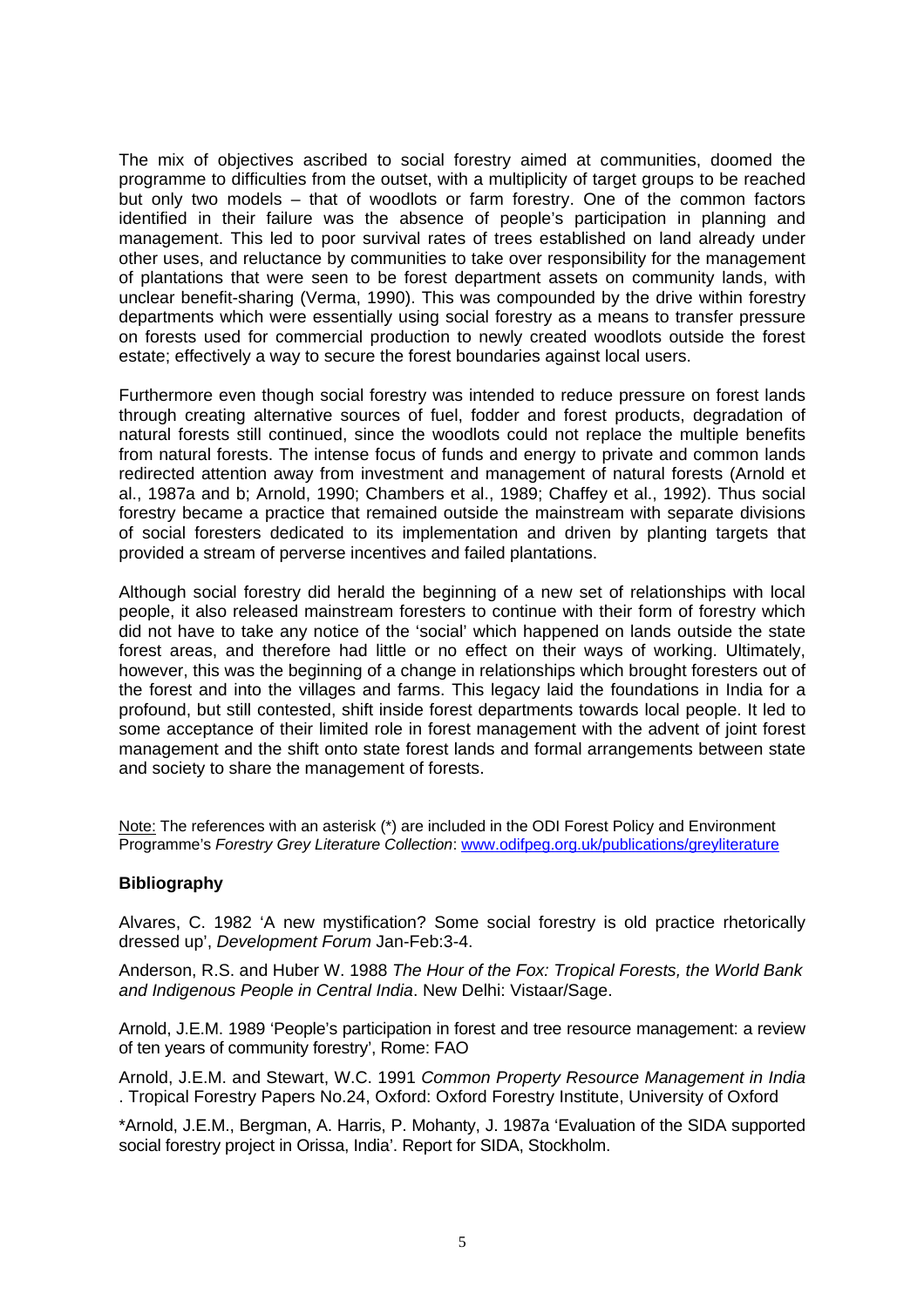The mix of objectives ascribed to social forestry aimed at communities, doomed the programme to difficulties from the outset, with a multiplicity of target groups to be reached but only two models – that of woodlots or farm forestry. One of the common factors identified in their failure was the absence of people's participation in planning and management. This led to poor survival rates of trees established on land already under other uses, and reluctance by communities to take over responsibility for the management of plantations that were seen to be forest department assets on community lands, with unclear benefit-sharing (Verma, 1990). This was compounded by the drive within forestry departments which were essentially using social forestry as a means to transfer pressure on forests used for commercial production to newly created woodlots outside the forest estate; effectively a way to secure the forest boundaries against local users.

Furthermore even though social forestry was intended to reduce pressure on forest lands through creating alternative sources of fuel, fodder and forest products, degradation of natural forests still continued, since the woodlots could not replace the multiple benefits from natural forests. The intense focus of funds and energy to private and common lands redirected attention away from investment and management of natural forests (Arnold et al., 1987a and b; Arnold, 1990; Chambers et al., 1989; Chaffey et al., 1992). Thus social forestry became a practice that remained outside the mainstream with separate divisions of social foresters dedicated to its implementation and driven by planting targets that provided a stream of perverse incentives and failed plantations.

Although social forestry did herald the beginning of a new set of relationships with local people, it also released mainstream foresters to continue with their form of forestry which did not have to take any notice of the 'social' which happened on lands outside the state forest areas, and therefore had little or no effect on their ways of working. Ultimately, however, this was the beginning of a change in relationships which brought foresters out of the forest and into the villages and farms. This legacy laid the foundations in India for a profound, but still contested, shift inside forest departments towards local people. It led to some acceptance of their limited role in forest management with the advent of joint forest management and the shift onto state forest lands and formal arrangements between state and society to share the management of forests.

Note: The references with an asterisk (*) are included in the ODI Forest Policy and Environment Programme's *Forestry Grey Literature Collection*: www.odifpeg.org.uk/publications/greyliterature

### Bibliography

Alvares, C. 1982 'A new mystification? Some social forestry is old practice rhetorically dressed up', *Development Forum* Jan-Feb:3-4.

Anderson, R.S. and Huber W. 1988 *The Hour of the Fox: Tropical Forests, the World Bank and Indigenous People in Central India*. New Delhi: Vistaar/Sage.

Arnold, J.E.M. 1989 'People's participation in forest and tree resource management: a review of ten years of community forestry', Rome: FAO

Arnold, J.E.M. and Stewart, W.C. 1991 *Common Property Resource Management in India* . Tropical Forestry Papers No.24, Oxford: Oxford Forestry Institute, University of Oxford

*Arnold, J.E.M., Bergman, A. Harris, P. Mohanty, J. 1987a 'Evaluation of the SIDA supported social forestry project in Orissa, India'. Report for SIDA, Stockholm.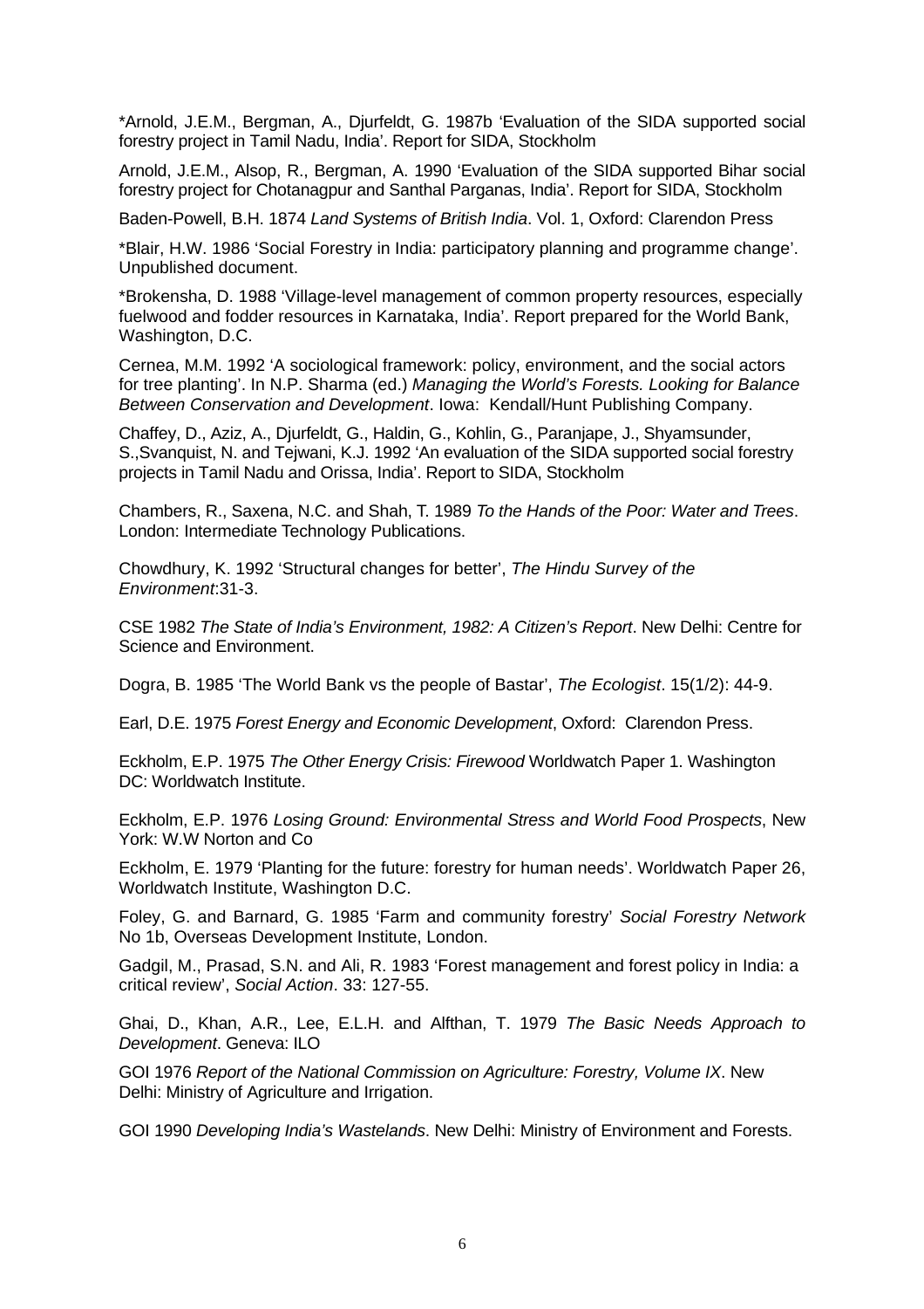*Arnold, J.E.M., Bergman, A., Djurfeldt, G. 1987b 'Evaluation of the SIDA supported social forestry project in Tamil Nadu, India'. Report for SIDA, Stockholm

Arnold, J.E.M., Alsop, R., Bergman, A. 1990 'Evaluation of the SIDA supported Bihar social forestry project for Chotanagpur and Santhal Parganas, India'. Report for SIDA, Stockholm

Baden-Powell, B.H. 1874 *Land Systems of British India*. Vol. 1, Oxford: Clarendon Press

*Blair, H.W. 1986 'Social Forestry in India: participatory planning and programme change'. Unpublished document.

*Brokensha, D. 1988 'Village-level management of common property resources, especially fuelwood and fodder resources in Karnataka, India'. Report prepared for the World Bank, Washington, D.C.

Cernea, M.M. 1992 'A sociological framework: policy, environment, and the social actors for tree planting'. In N.P. Sharma (ed.) *Managing the World's Forests. Looking for Balance Between Conservation and Development*. Iowa: Kendall/Hunt Publishing Company.

Chaffey, D., Aziz, A., Djurfeldt, G., Haldin, G., Kohlin, G., Paranjape, J., Shyamsunder, S.,Svanquist, N. and Tejwani, K.J. 1992 'An evaluation of the SIDA supported social forestry projects in Tamil Nadu and Orissa, India'. Report to SIDA, Stockholm

Chambers, R., Saxena, N.C. and Shah, T. 1989 *To the Hands of the Poor: Water and Trees*. London: Intermediate Technology Publications.

Chowdhury, K. 1992 'Structural changes for better', *The Hindu Survey of the Environment*:31-3.

CSE 1982 *The State of India's Environment, 1982: A Citizen's Report*. New Delhi: Centre for Science and Environment.

Dogra, B. 1985 'The World Bank vs the people of Bastar', *The Ecologist*. 15(1/2): 44-9.

Earl, D.E. 1975 *Forest Energy and Economic Development*, Oxford: Clarendon Press.

Eckholm, E.P. 1975 *The Other Energy Crisis: Firewood* Worldwatch Paper 1. Washington DC: Worldwatch Institute.

Eckholm, E.P. 1976 *Losing Ground: Environmental Stress and World Food Prospects*, New York: W.W Norton and Co

Eckholm, E. 1979 'Planting for the future: forestry for human needs'. Worldwatch Paper 26, Worldwatch Institute, Washington D.C.

Foley, G. and Barnard, G. 1985 'Farm and community forestry' *Social Forestry Network* No 1b, Overseas Development Institute, London.

Gadgil, M., Prasad, S.N. and Ali, R. 1983 'Forest management and forest policy in India: a critical review', *Social Action*. 33: 127-55.

Ghai, D., Khan, A.R., Lee, E.L.H. and Alfthan, T. 1979 *The Basic Needs Approach to Development*. Geneva: ILO

GOI 1976 *Report of the National Commission on Agriculture: Forestry, Volume IX*. New Delhi: Ministry of Agriculture and Irrigation.

GOI 1990 *Developing India's Wastelands*. New Delhi: Ministry of Environment and Forests.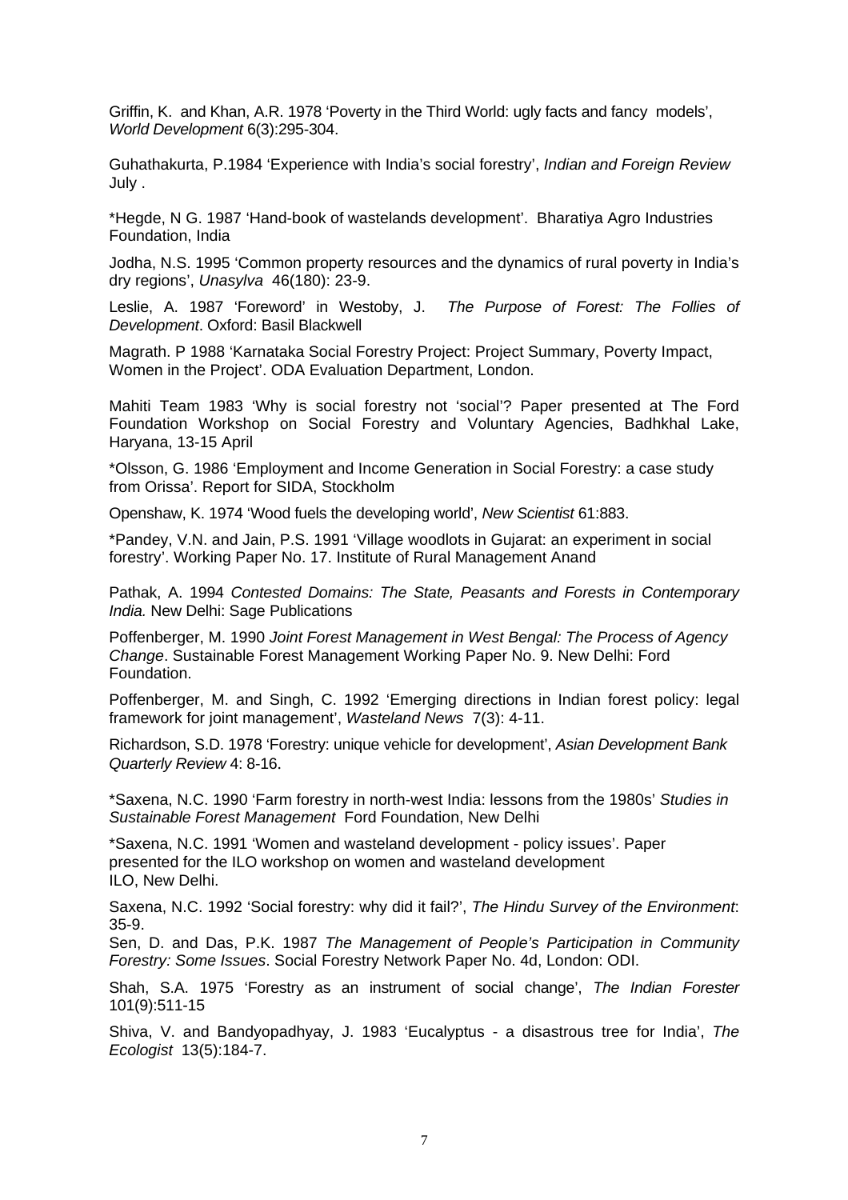Griffin, K. and Khan, A.R. 1978 'Poverty in the Third World: ugly facts and fancy models', *World Development* 6(3):295-304.

Guhathakurta, P.1984 'Experience with India's social forestry', *Indian and Foreign Review* July .

*Hegde, N G. 1987 'Hand-book of wastelands development'. Bharatiya Agro Industries Foundation, India

Jodha, N.S. 1995 'Common property resources and the dynamics of rural poverty in India's dry regions', *Unasylva* 46(180): 23-9.

Leslie, A. 1987 'Foreword' in Westoby, J. *The Purpose of Forest: The Follies of Development*. Oxford: Basil Blackwell

Magrath. P 1988 'Karnataka Social Forestry Project: Project Summary, Poverty Impact, Women in the Project'. ODA Evaluation Department, London.

Mahiti Team 1983 'Why is social forestry not 'social'? Paper presented at The Ford Foundation Workshop on Social Forestry and Voluntary Agencies, Badhkhal Lake, Haryana, 13-15 April

*Olsson, G. 1986 'Employment and Income Generation in Social Forestry: a case study from Orissa'. Report for SIDA, Stockholm

Openshaw, K. 1974 'Wood fuels the developing world', *New Scientist* 61:883.

*Pandey, V.N. and Jain, P.S. 1991 'Village woodlots in Gujarat: an experiment in social forestry'. Working Paper No. 17. Institute of Rural Management Anand

Pathak, A. 1994 *Contested Domains: The State, Peasants and Forests in Contemporary India.* New Delhi: Sage Publications

Poffenberger, M. 1990 *Joint Forest Management in West Bengal: The Process of Agency Change*. Sustainable Forest Management Working Paper No. 9. New Delhi: Ford Foundation.

Poffenberger, M. and Singh, C. 1992 'Emerging directions in Indian forest policy: legal framework for joint management', *Wasteland News* 7(3): 4-11.

Richardson, S.D. 1978 'Forestry: unique vehicle for development', *Asian Development Bank Quarterly Review* 4: 8-16.

*Saxena, N.C. 1990 'Farm forestry in north-west India: lessons from the 1980s' *Studies in Sustainable Forest Management* Ford Foundation, New Delhi

*Saxena, N.C. 1991 'Women and wasteland development - policy issues'. Paper presented for the ILO workshop on women and wasteland development ILO, New Delhi.

Saxena, N.C. 1992 'Social forestry: why did it fail?', *The Hindu Survey of the Environment*: 35-9.

Sen, D. and Das, P.K. 1987 *The Management of People's Participation in Community Forestry: Some Issues*. Social Forestry Network Paper No. 4d, London: ODI.

Shah, S.A. 1975 'Forestry as an instrument of social change', *The Indian Forester* 101(9):511-15

Shiva, V. and Bandyopadhyay, J. 1983 'Eucalyptus - a disastrous tree for India', *The Ecologist* 13(5):184-7.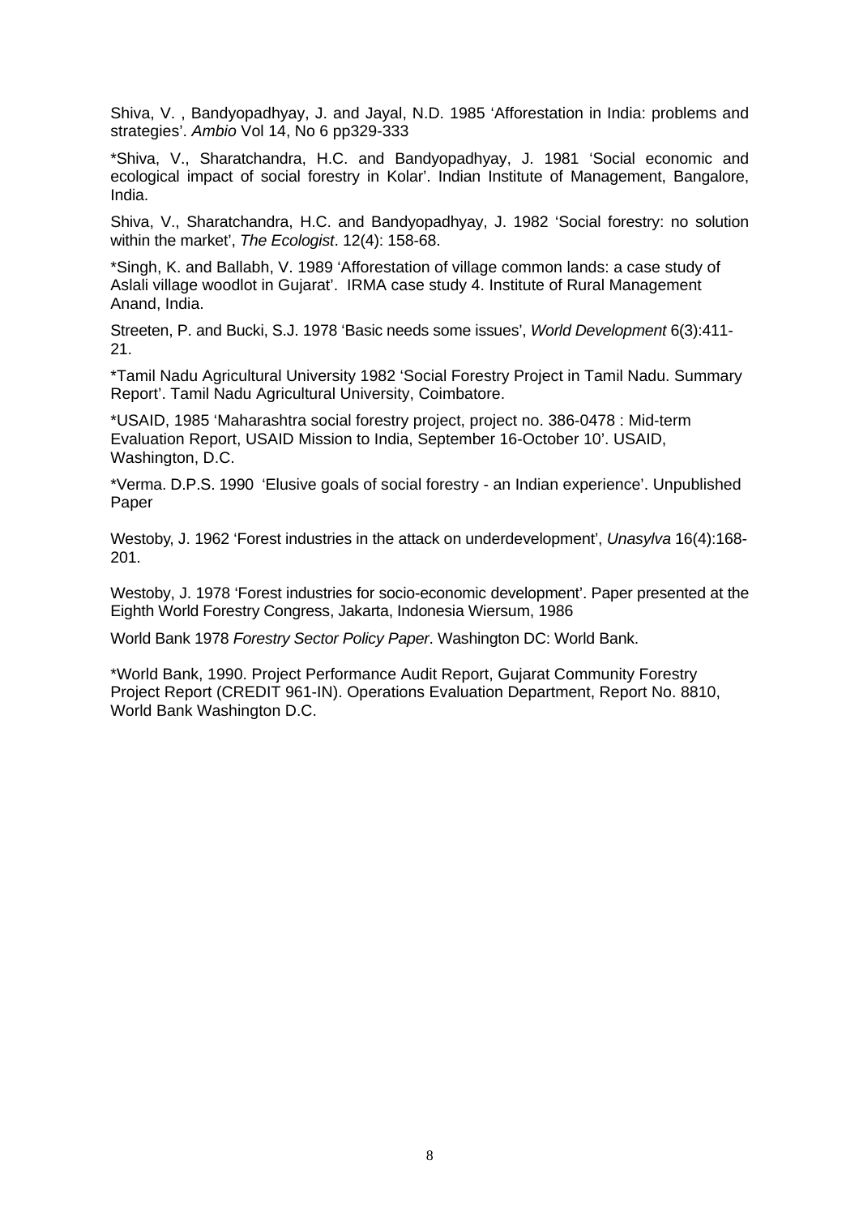Shiva, V. , Bandyopadhyay, J. and Jayal, N.D. 1985 'Afforestation in India: problems and strategies'. *Ambio* Vol 14, No 6 pp329-333

*Shiva, V., Sharatchandra, H.C. and Bandyopadhyay, J. 1981 'Social economic and ecological impact of social forestry in Kolar'. Indian Institute of Management, Bangalore, India.

Shiva, V., Sharatchandra, H.C. and Bandyopadhyay, J. 1982 'Social forestry: no solution within the market', *The Ecologist*. 12(4): 158-68.

*Singh, K. and Ballabh, V. 1989 'Afforestation of village common lands: a case study of Aslali village woodlot in Gujarat'. IRMA case study 4. Institute of Rural Management Anand, India.

Streeten, P. and Bucki, S.J. 1978 'Basic needs some issues', *World Development* 6(3):411-21.

*Tamil Nadu Agricultural University 1982 'Social Forestry Project in Tamil Nadu. Summary Report'. Tamil Nadu Agricultural University, Coimbatore.

*USAID, 1985 'Maharashtra social forestry project, project no. 386-0478 : Mid-term Evaluation Report, USAID Mission to India, September 16-October 10'. USAID, Washington, D.C.

*Verma. D.P.S. 1990 'Elusive goals of social forestry - an Indian experience'. Unpublished Paper

Westoby, J. 1962 'Forest industries in the attack on underdevelopment', *Unasylva* 16(4):168-201.

Westoby, J. 1978 'Forest industries for socio-economic development'. Paper presented at the Eighth World Forestry Congress, Jakarta, Indonesia Wiersum, 1986

World Bank 1978 *Forestry Sector Policy Paper*. Washington DC: World Bank.

*World Bank, 1990. Project Performance Audit Report, Gujarat Community Forestry Project Report (CREDIT 961-IN). Operations Evaluation Department, Report No. 8810, World Bank Washington D.C.